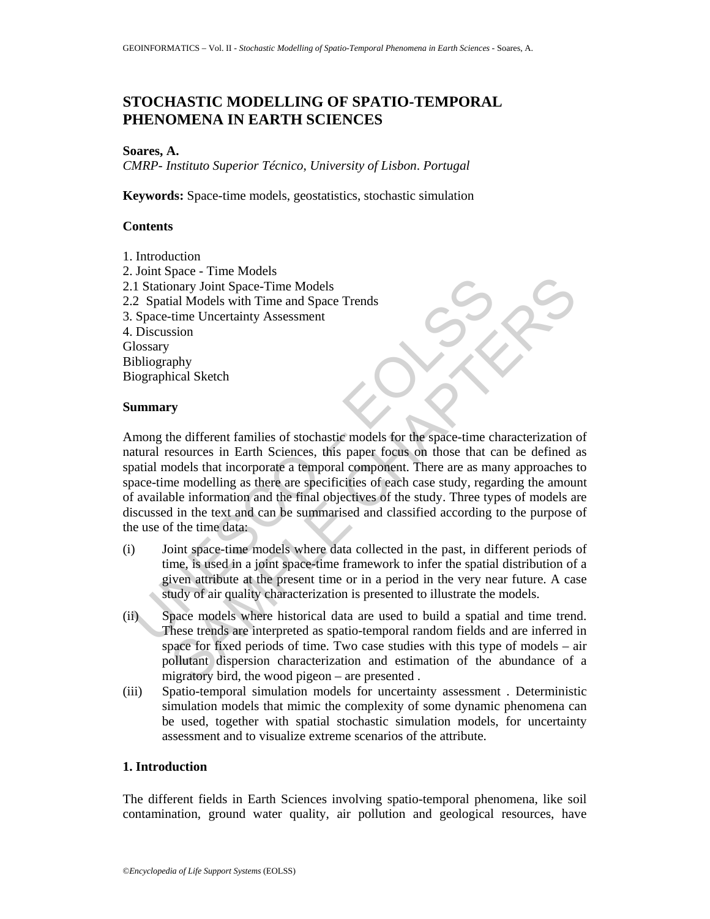# STOCHASTIC MODELLING OF SPATIO-TEMPORAL PHENOMENA IN EARTH SCIENCES

**Soares, A.**

*CMRP- Instituto Superior Técnico, University of Lisbon. Portugal*

**Keywords:** Space-time models, geostatistics, stochastic simulation

## Contents

1. Introduction
2. Joint Space - Time Models
2.1 Stationary Joint Space-Time Models
2.2 Spatial Models with Time and Space Trends
3. Space-time Uncertainty Assessment
4. Discussion

Glossary
Bibliography
Biographical Sketch

## Summary

Among the different families of stochastic models for the space-time characterization of natural resources in Earth Sciences, this paper focus on those that can be defined as spatial models that incorporate a temporal component. There are as many approaches to space-time modelling as there are specificities of each case study, regarding the amount of available information and the final objectives of the study. Three types of models are discussed in the text and can be summarised and classified according to the purpose of the use of the time data:

(i) Joint space-time models where data collected in the past, in different periods of time, is used in a joint space-time framework to infer the spatial distribution of a given attribute at the present time or in a period in the very near future. A case study of air quality characterization is presented to illustrate the models.

(ii) Space models where historical data are used to build a spatial and time trend. These trends are interpreted as spatio-temporal random fields and are inferred in space for fixed periods of time. Two case studies with this type of models – air pollutant dispersion characterization and estimation of the abundance of a migratory bird, the wood pigeon – are presented .

(iii) Spatio-temporal simulation models for uncertainty assessment . Deterministic simulation models that mimic the complexity of some dynamic phenomena can be used, together with spatial stochastic simulation models, for uncertainty assessment and to visualize extreme scenarios of the attribute.

## 1. Introduction

The different fields in Earth Sciences involving spatio-temporal phenomena, like soil contamination, ground water quality, air pollution and geological resources, have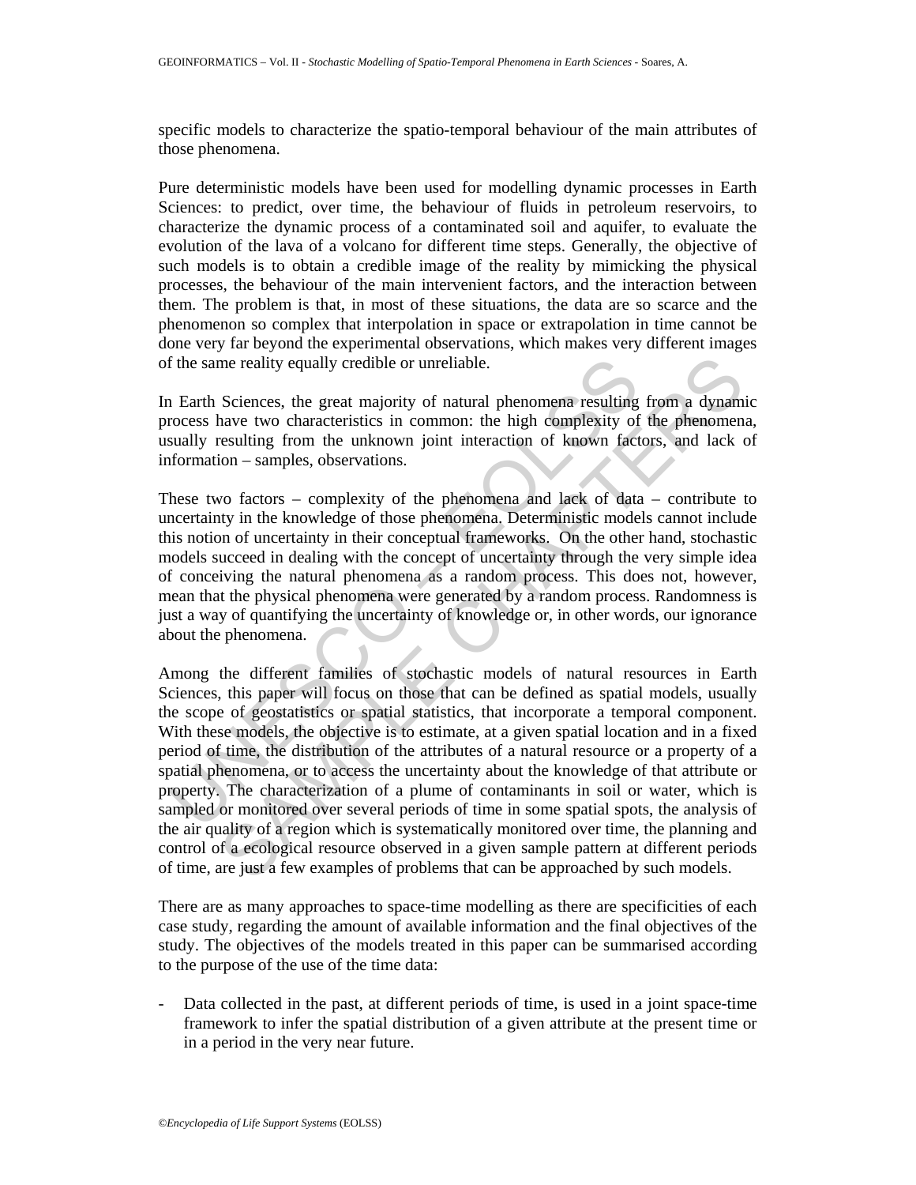specific models to characterize the spatio-temporal behaviour of the main attributes of those phenomena.

Pure deterministic models have been used for modelling dynamic processes in Earth Sciences: to predict, over time, the behaviour of fluids in petroleum reservoirs, to characterize the dynamic process of a contaminated soil and aquifer, to evaluate the evolution of the lava of a volcano for different time steps. Generally, the objective of such models is to obtain a credible image of the reality by mimicking the physical processes, the behaviour of the main intervenient factors, and the interaction between them. The problem is that, in most of these situations, the data are so scarce and the phenomenon so complex that interpolation in space or extrapolation in time cannot be done very far beyond the experimental observations, which makes very different images of the same reality equally credible or unreliable.

In Earth Sciences, the great majority of natural phenomena resulting from a dynamic process have two characteristics in common: the high complexity of the phenomena, usually resulting from the unknown joint interaction of known factors, and lack of information – samples, observations.

These two factors – complexity of the phenomena and lack of data – contribute to uncertainty in the knowledge of those phenomena. Deterministic models cannot include this notion of uncertainty in their conceptual frameworks. On the other hand, stochastic models succeed in dealing with the concept of uncertainty through the very simple idea of conceiving the natural phenomena as a random process. This does not, however, mean that the physical phenomena were generated by a random process. Randomness is just a way of quantifying the uncertainty of knowledge or, in other words, our ignorance about the phenomena.

Among the different families of stochastic models of natural resources in Earth Sciences, this paper will focus on those that can be defined as spatial models, usually the scope of geostatistics or spatial statistics, that incorporate a temporal component. With these models, the objective is to estimate, at a given spatial location and in a fixed period of time, the distribution of the attributes of a natural resource or a property of a spatial phenomena, or to access the uncertainty about the knowledge of that attribute or property. The characterization of a plume of contaminants in soil or water, which is sampled or monitored over several periods of time in some spatial spots, the analysis of the air quality of a region which is systematically monitored over time, the planning and control of a ecological resource observed in a given sample pattern at different periods of time, are just a few examples of problems that can be approached by such models.

There are as many approaches to space-time modelling as there are specificities of each case study, regarding the amount of available information and the final objectives of the study. The objectives of the models treated in this paper can be summarised according to the purpose of the use of the time data:

- Data collected in the past, at different periods of time, is used in a joint space-time framework to infer the spatial distribution of a given attribute at the present time or in a period in the very near future.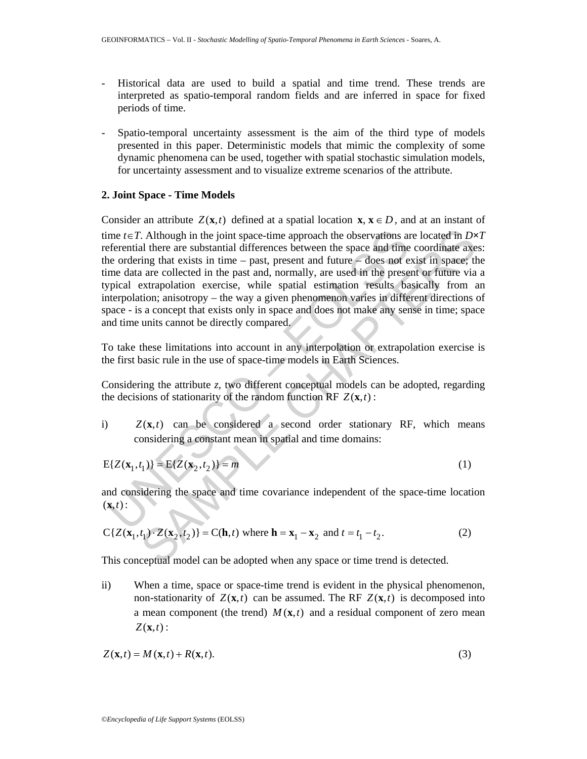- Historical data are used to build a spatial and time trend. These trends are interpreted as spatio-temporal random fields and are inferred in space for fixed periods of time.

- Spatio-temporal uncertainty assessment is the aim of the third type of models presented in this paper. Deterministic models that mimic the complexity of some dynamic phenomena can be used, together with spatial stochastic simulation models, for uncertainty assessment and to visualize extreme scenarios of the attribute.

## 2. Joint Space - Time Models

Consider an attribute $Z(\mathbf{x},t)$ defined at a spatial location $\mathbf{x}$, $\mathbf{x} \in D$, and at an instant of time $t \in T$. Although in the joint space-time approach the observations are located in $D \times T$ referential there are substantial differences between the space and time coordinate axes: the ordering that exists in time – past, present and future – does not exist in space; the time data are collected in the past and, normally, are used in the present or future via a typical extrapolation exercise, while spatial estimation results basically from an interpolation; anisotropy – the way a given phenomenon varies in different directions of space - is a concept that exists only in space and does not make any sense in time; space and time units cannot be directly compared.

To take these limitations into account in any interpolation or extrapolation exercise is the first basic rule in the use of space-time models in Earth Sciences.

Considering the attribute *z*, two different conceptual models can be adopted, regarding the decisions of stationarity of the random function RF $Z(\mathbf{x},t)$:

i) $Z(\mathbf{x},t)$ can be considered a second order stationary RF, which means considering a constant mean in spatial and time domains:

$$\mathrm{E}\{Z(\mathbf{x}_1,t_1)\} = \mathrm{E}\{Z(\mathbf{x}_2,t_2)\} = m \tag{1}$$

and considering the space and time covariance independent of the space-time location $(\mathbf{x},t)$:

$$\mathrm{C}\{Z(\mathbf{x}_1,t_1) \cdot Z(\mathbf{x}_2,t_2)\} = \mathrm{C}(\mathbf{h},t) \text{ where } \mathbf{h} = \mathbf{x}_1 - \mathbf{x}_2 \text{ and } t = t_1 - t_2. \tag{2}$$

This conceptual model can be adopted when any space or time trend is detected.

ii) When a time, space or space-time trend is evident in the physical phenomenon, non-stationarity of $Z(\mathbf{x},t)$ can be assumed. The RF $Z(\mathbf{x},t)$ is decomposed into a mean component (the trend) $M(\mathbf{x},t)$ and a residual component of zero mean $Z(\mathbf{x},t)$:

$$Z(\mathbf{x},t) = M(\mathbf{x},t) + R(\mathbf{x},t). \tag{3}$$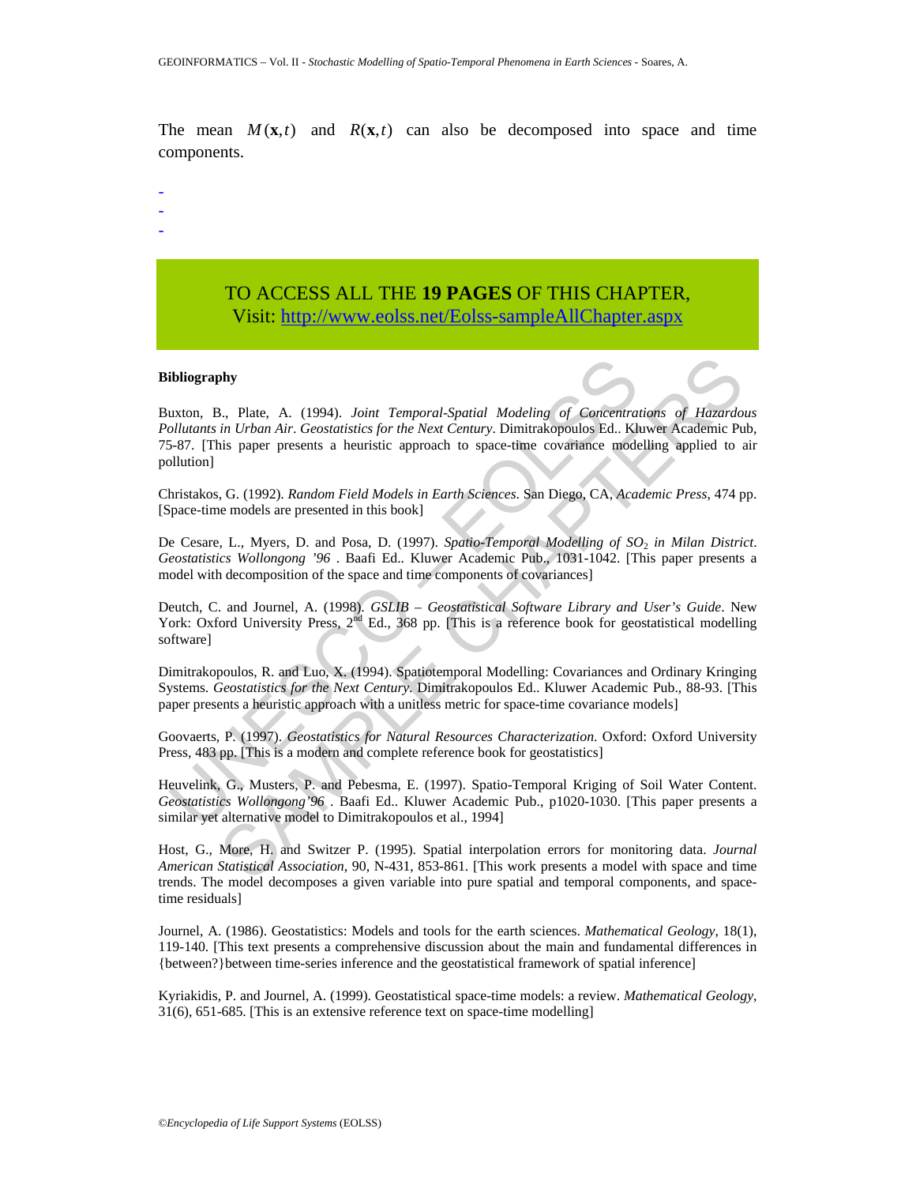The mean $M(\mathbf{x},t)$ and $R(\mathbf{x},t)$ can also be decomposed into space and time components.

-
-
-

TO ACCESS ALL THE **19 PAGES** OF THIS CHAPTER,
Visit: http://www.eolss.net/Eolss-sampleAllChapter.aspx

**Bibliography**

Buxton, B., Plate, A. (1994). *Joint Temporal-Spatial Modeling of Concentrations of Hazardous Pollutants in Urban Air*. *Geostatistics for the Next Century*. Dimitrakopoulos Ed.. Kluwer Academic Pub, 75-87. [This paper presents a heuristic approach to space-time covariance modelling applied to air pollution]

Christakos, G. (1992). *Random Field Models in Earth Sciences*. San Diego, CA, *Academic Press*, 474 pp. [Space-time models are presented in this book]

De Cesare, L., Myers, D. and Posa, D. (1997). *Spatio-Temporal Modelling of $SO_2$ in Milan District*. *Geostatistics Wollongong '96* . Baafi Ed.. Kluwer Academic Pub., 1031-1042. [This paper presents a model with decomposition of the space and time components of covariances]

Deutch, C. and Journel, A. (1998). *GSLIB – Geostatistical Software Library and User's Guide*. New York: Oxford University Press, 2nd Ed., 368 pp. [This is a reference book for geostatistical modelling software]

Dimitrakopoulos, R. and Luo, X. (1994). Spatiotemporal Modelling: Covariances and Ordinary Kringing Systems. *Geostatistics for the Next Century*. Dimitrakopoulos Ed.. Kluwer Academic Pub., 88-93. [This paper presents a heuristic approach with a unitless metric for space-time covariance models]

Goovaerts, P. (1997). *Geostatistics for Natural Resources Characterization*. Oxford: Oxford University Press, 483 pp. [This is a modern and complete reference book for geostatistics]

Heuvelink, G., Musters, P. and Pebesma, E. (1997). Spatio-Temporal Kriging of Soil Water Content. *Geostatistics Wollongong'96* . Baafi Ed.. Kluwer Academic Pub., p1020-1030. [This paper presents a similar yet alternative model to Dimitrakopoulos et al., 1994]

Host, G., More, H. and Switzer P. (1995). Spatial interpolation errors for monitoring data. *Journal American Statistical Association*, 90, N-431, 853-861. [This work presents a model with space and time trends. The model decomposes a given variable into pure spatial and temporal components, and space-time residuals]

Journel, A. (1986). Geostatistics: Models and tools for the earth sciences. *Mathematical Geology*, 18(1), 119-140. [This text presents a comprehensive discussion about the main and fundamental differences in {between?}between time-series inference and the geostatistical framework of spatial inference]

Kyriakidis, P. and Journel, A. (1999). Geostatistical space-time models: a review. *Mathematical Geology*, 31(6), 651-685. [This is an extensive reference text on space-time modelling]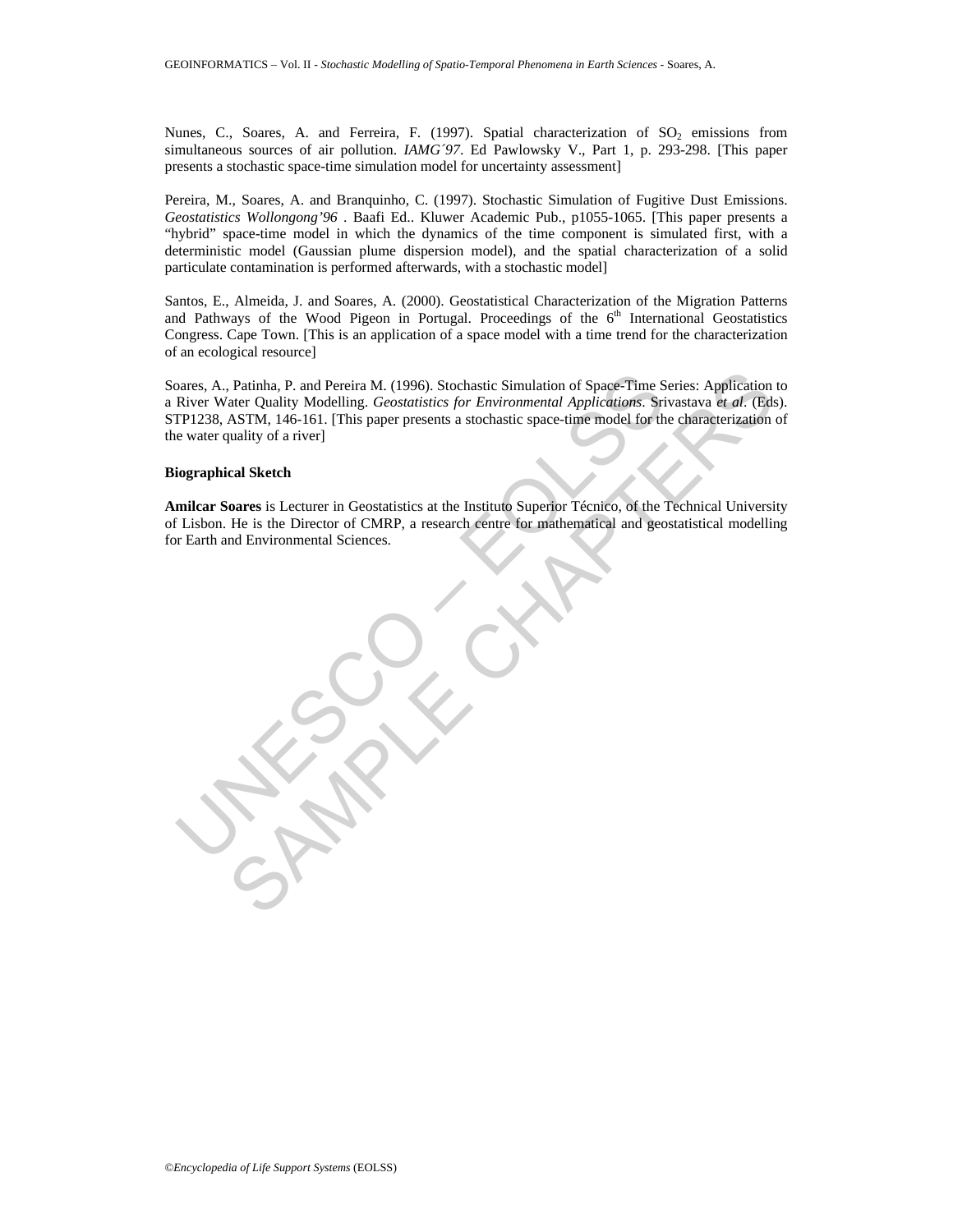Nunes, C., Soares, A. and Ferreira, F. (1997). Spatial characterization of $SO_2$ emissions from simultaneous sources of air pollution. *IAMG´97*. Ed Pawlowsky V., Part 1, p. 293-298. [This paper presents a stochastic space-time simulation model for uncertainty assessment]

Pereira, M., Soares, A. and Branquinho, C. (1997). Stochastic Simulation of Fugitive Dust Emissions. *Geostatistics Wollongong'96* . Baafi Ed.. Kluwer Academic Pub., p1055-1065. [This paper presents a "hybrid" space-time model in which the dynamics of the time component is simulated first, with a deterministic model (Gaussian plume dispersion model), and the spatial characterization of a solid particulate contamination is performed afterwards, with a stochastic model]

Santos, E., Almeida, J. and Soares, A. (2000). Geostatistical Characterization of the Migration Patterns and Pathways of the Wood Pigeon in Portugal. Proceedings of the 6th International Geostatistics Congress. Cape Town. [This is an application of a space model with a time trend for the characterization of an ecological resource]

Soares, A., Patinha, P. and Pereira M. (1996). Stochastic Simulation of Space-Time Series: Application to a River Water Quality Modelling. *Geostatistics for Environmental Applications*. Srivastava *et al*. (Eds). STP1238, ASTM, 146-161. [This paper presents a stochastic space-time model for the characterization of the water quality of a river]

**Biographical Sketch**

**Amilcar Soares** is Lecturer in Geostatistics at the Instituto Superior Técnico, of the Technical University of Lisbon. He is the Director of CMRP, a research centre for mathematical and geostatistical modelling for Earth and Environmental Sciences.